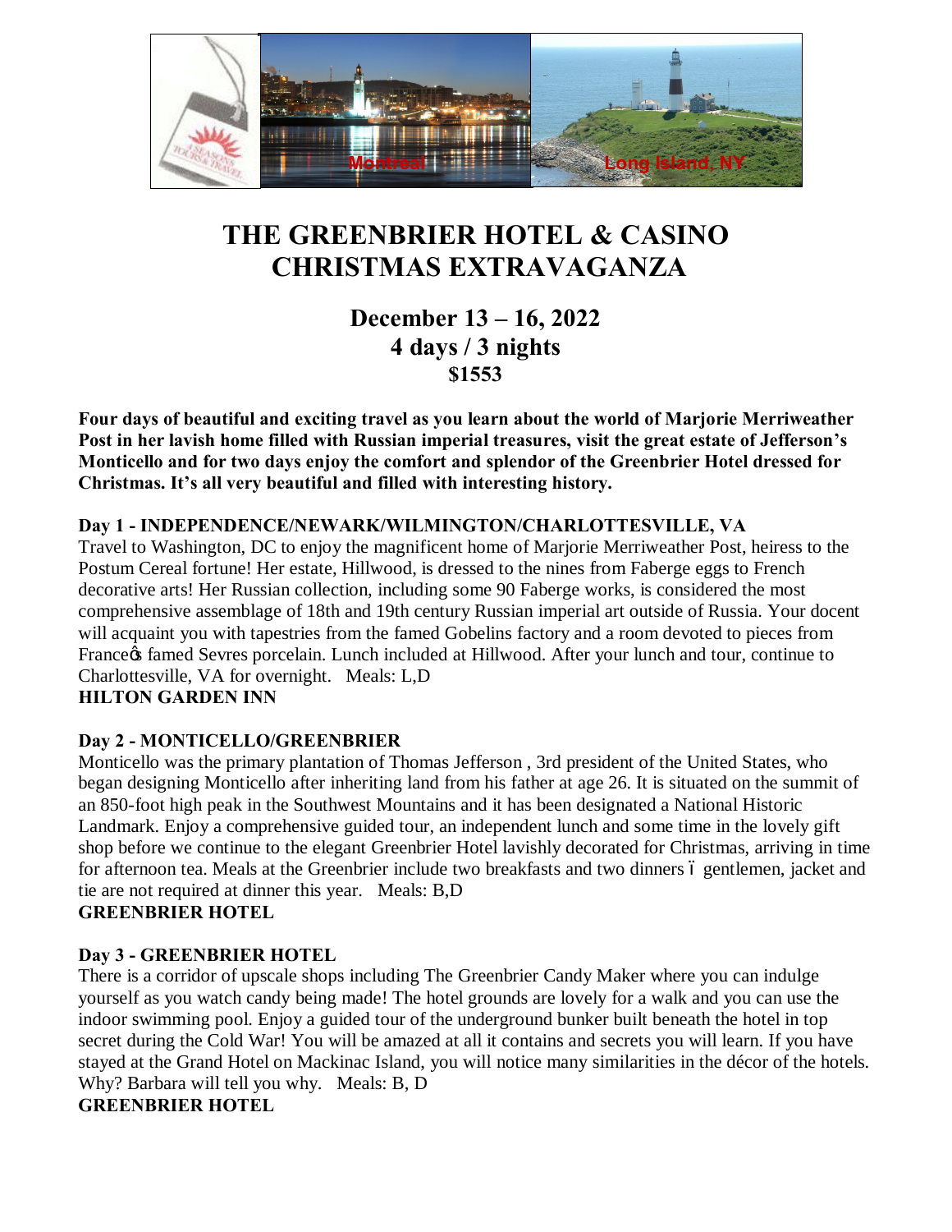# THE GREENBRIER HOTEL & CASINO CHRISTMAS EXTRAVAGANZA

## December 13 – 16, 2022
## 4 days / 3 nights
### $1553

**Four days of beautiful and exciting travel as you learn about the world of Marjorie Merriweather Post in her lavish home filled with Russian imperial treasures, visit the great estate of Jefferson's Monticello and for two days enjoy the comfort and splendor of the Greenbrier Hotel dressed for Christmas. It's all very beautiful and filled with interesting history.**

**Day 1 - INDEPENDENCE/NEWARK/WILMINGTON/CHARLOTTESVILLE, VA**

Travel to Washington, DC to enjoy the magnificent home of Marjorie Merriweather Post, heiress to the Postum Cereal fortune! Her estate, Hillwood, is dressed to the nines from Faberge eggs to French decorative arts! Her Russian collection, including some 90 Faberge works, is considered the most comprehensive assemblage of 18th and 19th century Russian imperial art outside of Russia. Your docent will acquaint you with tapestries from the famed Gobelins factory and a room devoted to pieces from France�s famed Sevres porcelain. Lunch included at Hillwood. After your lunch and tour, continue to Charlottesville, VA for overnight. Meals: L,D

**HILTON GARDEN INN**

**Day 2 - MONTICELLO/GREENBRIER**

Monticello was the primary plantation of Thomas Jefferson , 3rd president of the United States, who began designing Monticello after inheriting land from his father at age 26. It is situated on the summit of an 850-foot high peak in the Southwest Mountains and it has been designated a National Historic Landmark. Enjoy a comprehensive guided tour, an independent lunch and some time in the lovely gift shop before we continue to the elegant Greenbrier Hotel lavishly decorated for Christmas, arriving in time for afternoon tea. Meals at the Greenbrier include two breakfasts and two dinners ó gentlemen, jacket and tie are not required at dinner this year. Meals: B,D

**GREENBRIER HOTEL**

**Day 3 - GREENBRIER HOTEL**

There is a corridor of upscale shops including The Greenbrier Candy Maker where you can indulge yourself as you watch candy being made! The hotel grounds are lovely for a walk and you can use the indoor swimming pool. Enjoy a guided tour of the underground bunker built beneath the hotel in top secret during the Cold War! You will be amazed at all it contains and secrets you will learn. If you have stayed at the Grand Hotel on Mackinac Island, you will notice many similarities in the décor of the hotels. Why? Barbara will tell you why. Meals: B, D

**GREENBRIER HOTEL**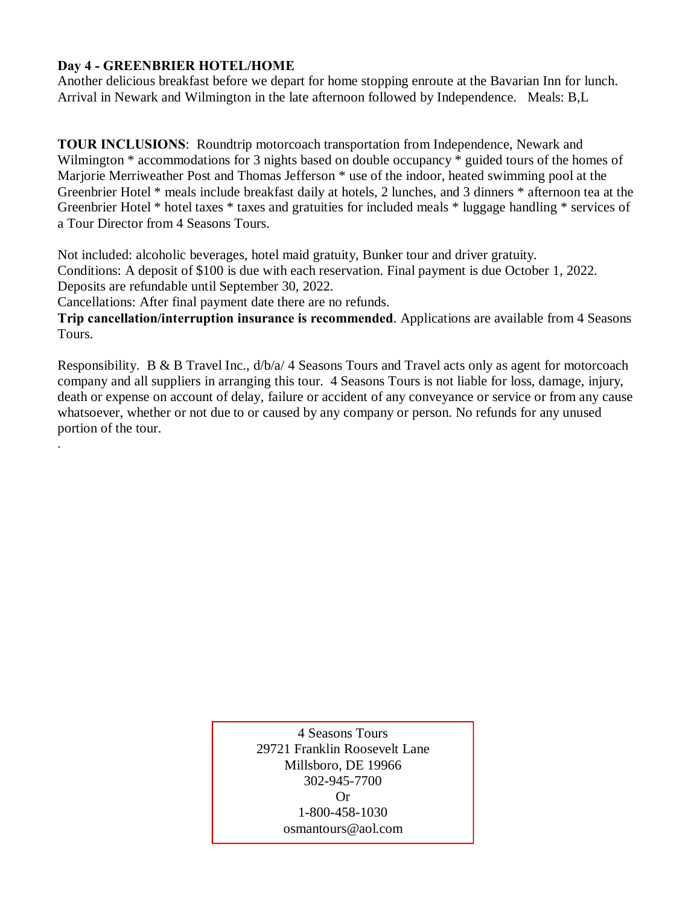**Day 4 - GREENBRIER HOTEL/HOME**
Another delicious breakfast before we depart for home stopping enroute at the Bavarian Inn for lunch. Arrival in Newark and Wilmington in the late afternoon followed by Independence. Meals: B,L

**TOUR INCLUSIONS**: Roundtrip motorcoach transportation from Independence, Newark and Wilmington * accommodations for 3 nights based on double occupancy * guided tours of the homes of Marjorie Merriweather Post and Thomas Jefferson * use of the indoor, heated swimming pool at the Greenbrier Hotel * meals include breakfast daily at hotels, 2 lunches, and 3 dinners * afternoon tea at the Greenbrier Hotel * hotel taxes * taxes and gratuities for included meals * luggage handling * services of a Tour Director from 4 Seasons Tours.

Not included: alcoholic beverages, hotel maid gratuity, Bunker tour and driver gratuity.
Conditions: A deposit of $100 is due with each reservation. Final payment is due October 1, 2022. Deposits are refundable until September 30, 2022.
Cancellations: After final payment date there are no refunds.
**Trip cancellation/interruption insurance is recommended**. Applications are available from 4 Seasons Tours.

Responsibility. B & B Travel Inc., d/b/a/ 4 Seasons Tours and Travel acts only as agent for motorcoach company and all suppliers in arranging this tour. 4 Seasons Tours is not liable for loss, damage, injury, death or expense on account of delay, failure or accident of any conveyance or service or from any cause whatsoever, whether or not due to or caused by any company or person. No refunds for any unused portion of the tour.

.

4 Seasons Tours
29721 Franklin Roosevelt Lane
Millsboro, DE 19966
302-945-7700
Or
1-800-458-1030
osmantours@aol.com